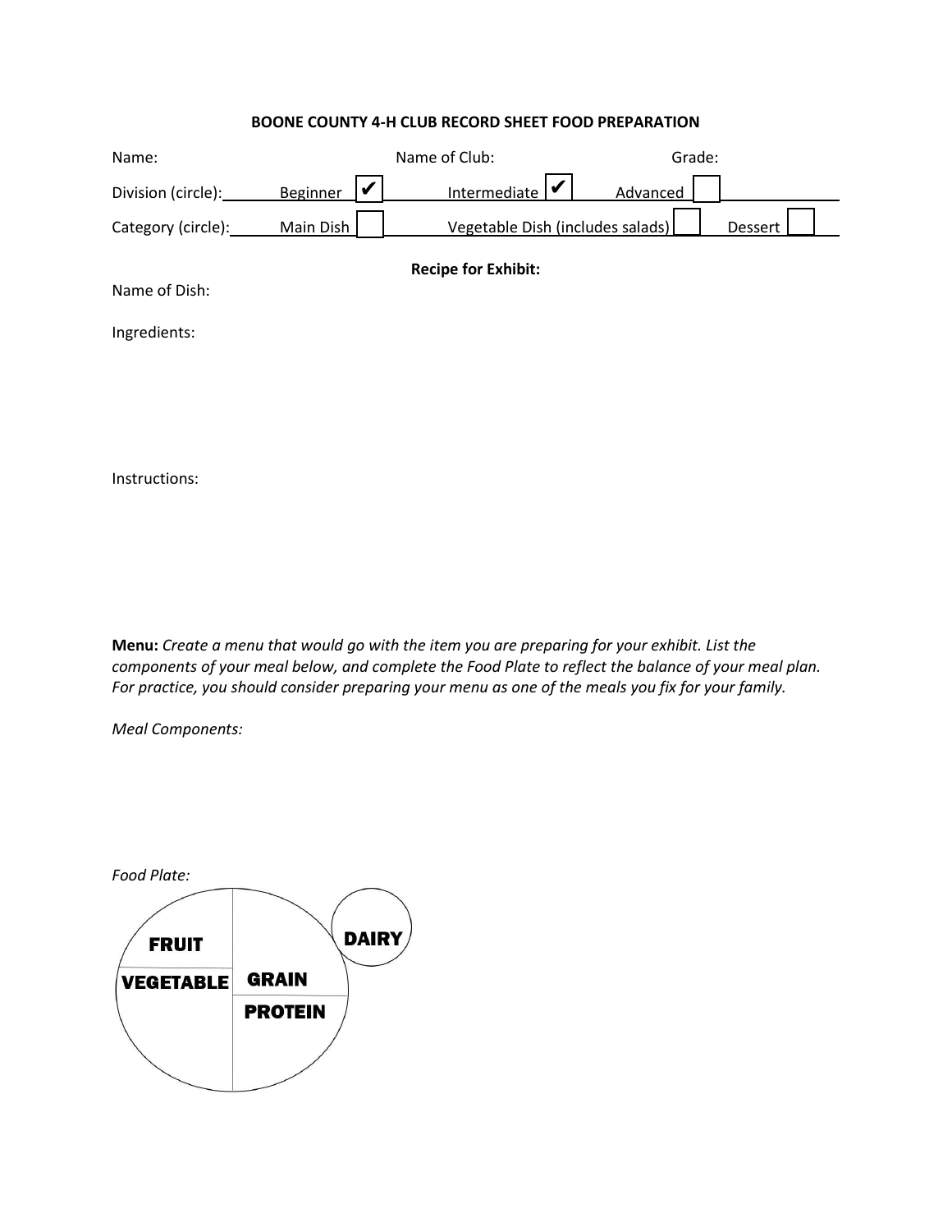**BOONE COUNTY 4-H CLUB RECORD SHEET FOOD PREPARATION**

Name: Name of Club: Grade:

Division (circle): Beginner ☑ Intermediate ☑ Advanced ☐

Category (circle): Main Dish ☐ Vegetable Dish (includes salads) ☐ Dessert ☐

**Recipe for Exhibit:**

Name of Dish:

Ingredients:

Instructions:

**Menu:** *Create a menu that would go with the item you are preparing for your exhibit. List the components of your meal below, and complete the Food Plate to reflect the balance of your meal plan. For practice, you should consider preparing your menu as one of the meals you fix for your family.*

*Meal Components:*

*Food Plate:*

FRUIT

VEGETABLE

GRAIN

PROTEIN

DAIRY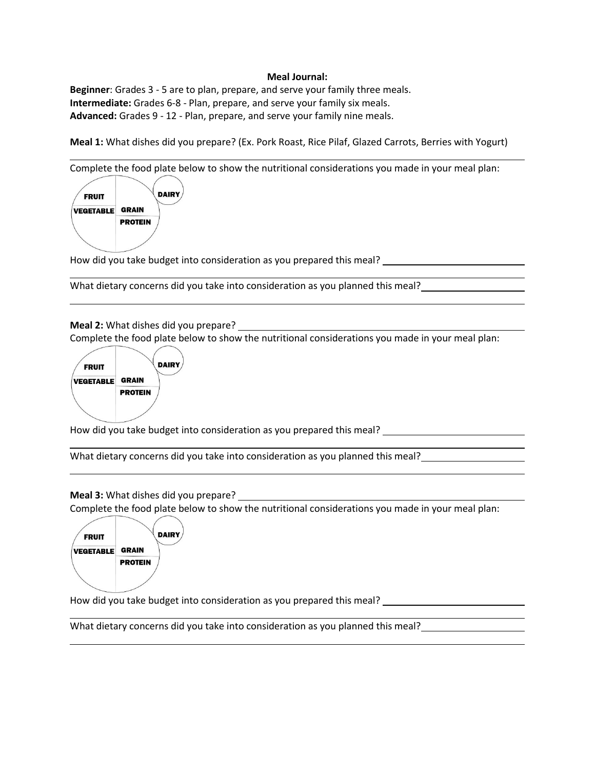**Meal Journal:**

**Beginner**: Grades 3 - 5 are to plan, prepare, and serve your family three meals.
**Intermediate:** Grades 6-8 - Plan, prepare, and serve your family six meals.
**Advanced:** Grades 9 - 12 - Plan, prepare, and serve your family nine meals.

**Meal 1:** What dishes did you prepare? (Ex. Pork Roast, Rice Pilaf, Glazed Carrots, Berries with Yogurt)

______________________________________________________________________

Complete the food plate below to show the nutritional considerations you made in your meal plan:

FRUIT | VEGETABLE | GRAIN | PROTEIN | DAIRY

How did you take budget into consideration as you prepared this meal? ____________________

______________________________________________________________________

What dietary concerns did you take into consideration as you planned this meal? ____________________

______________________________________________________________________

**Meal 2:** What dishes did you prepare? ______________________________________________

Complete the food plate below to show the nutritional considerations you made in your meal plan:

FRUIT | VEGETABLE | GRAIN | PROTEIN | DAIRY

How did you take budget into consideration as you prepared this meal? ____________________

______________________________________________________________________

What dietary concerns did you take into consideration as you planned this meal? ____________________

______________________________________________________________________

**Meal 3:** What dishes did you prepare? ______________________________________________

Complete the food plate below to show the nutritional considerations you made in your meal plan:

FRUIT | VEGETABLE | GRAIN | PROTEIN | DAIRY

How did you take budget into consideration as you prepared this meal? ____________________

______________________________________________________________________

What dietary concerns did you take into consideration as you planned this meal? ____________________

______________________________________________________________________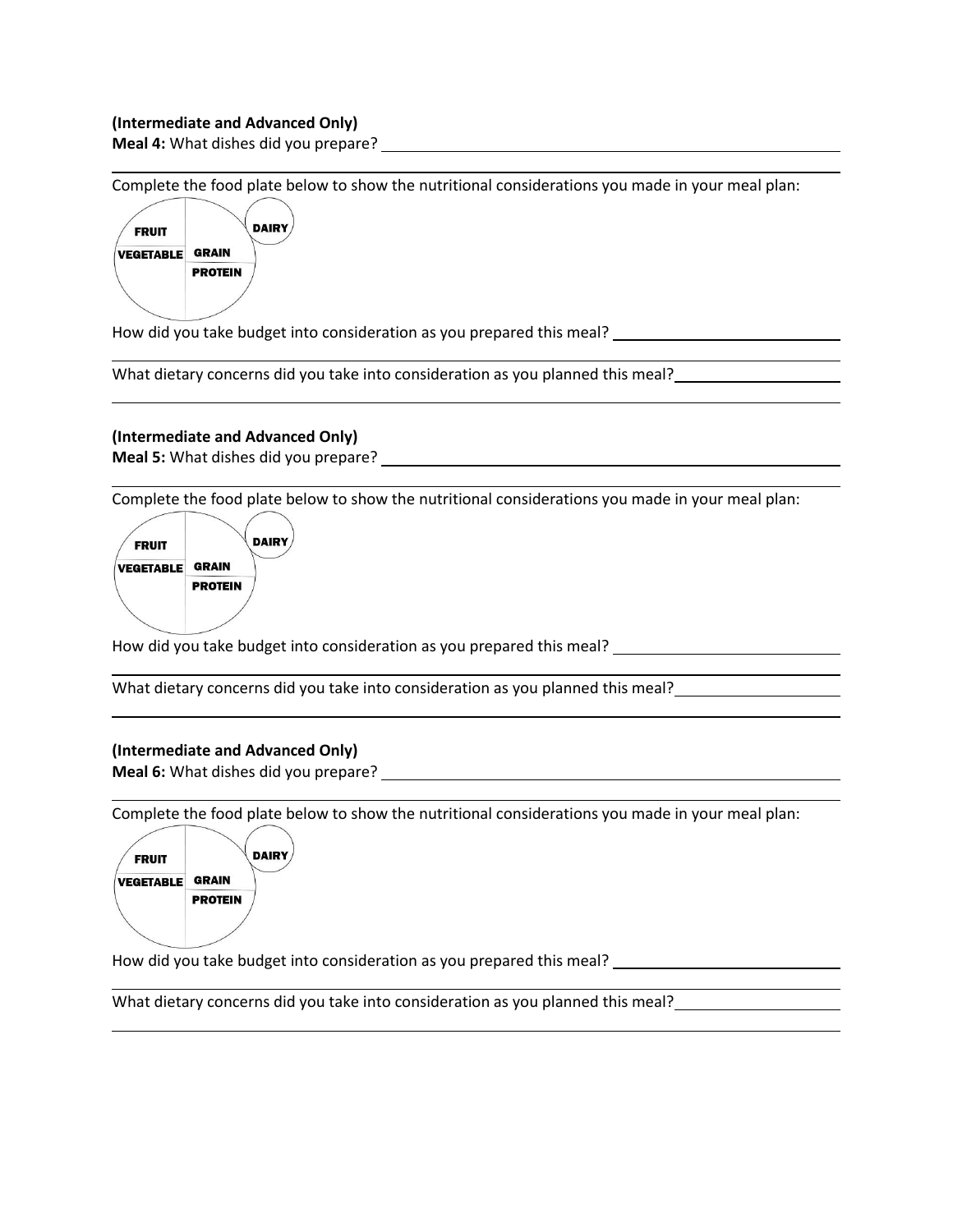**(Intermediate and Advanced Only)**

**Meal 4:** What dishes did you prepare? \_\_\_\_\_\_\_\_\_\_\_\_\_\_\_\_\_\_\_\_\_\_\_\_\_\_\_\_\_\_\_\_\_\_\_\_\_\_\_\_

\_\_\_\_\_\_\_\_\_\_\_\_\_\_\_\_\_\_\_\_\_\_\_\_\_\_\_\_\_\_\_\_\_\_\_\_\_\_\_\_\_\_\_\_\_\_\_\_\_\_\_\_\_\_\_\_\_\_\_\_\_\_\_\_\_\_\_\_\_\_

Complete the food plate below to show the nutritional considerations you made in your meal plan:

FRUIT

VEGETABLE

GRAIN

PROTEIN

DAIRY

How did you take budget into consideration as you prepared this meal? \_\_\_\_\_\_\_\_\_\_\_\_\_\_\_\_\_\_\_\_\_\_\_\_\_\_

\_\_\_\_\_\_\_\_\_\_\_\_\_\_\_\_\_\_\_\_\_\_\_\_\_\_\_\_\_\_\_\_\_\_\_\_\_\_\_\_\_\_\_\_\_\_\_\_\_\_\_\_\_\_\_\_\_\_\_\_\_\_\_\_\_\_\_\_\_\_

What dietary concerns did you take into consideration as you planned this meal? \_\_\_\_\_\_\_\_\_\_\_\_\_\_\_\_\_\_\_\_

\_\_\_\_\_\_\_\_\_\_\_\_\_\_\_\_\_\_\_\_\_\_\_\_\_\_\_\_\_\_\_\_\_\_\_\_\_\_\_\_\_\_\_\_\_\_\_\_\_\_\_\_\_\_\_\_\_\_\_\_\_\_\_\_\_\_\_\_\_\_

**(Intermediate and Advanced Only)**

**Meal 5:** What dishes did you prepare? \_\_\_\_\_\_\_\_\_\_\_\_\_\_\_\_\_\_\_\_\_\_\_\_\_\_\_\_\_\_\_\_\_\_\_\_\_\_\_\_

\_\_\_\_\_\_\_\_\_\_\_\_\_\_\_\_\_\_\_\_\_\_\_\_\_\_\_\_\_\_\_\_\_\_\_\_\_\_\_\_\_\_\_\_\_\_\_\_\_\_\_\_\_\_\_\_\_\_\_\_\_\_\_\_\_\_\_\_\_\_

Complete the food plate below to show the nutritional considerations you made in your meal plan:

FRUIT

VEGETABLE

GRAIN

PROTEIN

DAIRY

How did you take budget into consideration as you prepared this meal? \_\_\_\_\_\_\_\_\_\_\_\_\_\_\_\_\_\_\_\_\_\_\_\_\_\_

\_\_\_\_\_\_\_\_\_\_\_\_\_\_\_\_\_\_\_\_\_\_\_\_\_\_\_\_\_\_\_\_\_\_\_\_\_\_\_\_\_\_\_\_\_\_\_\_\_\_\_\_\_\_\_\_\_\_\_\_\_\_\_\_\_\_\_\_\_\_

What dietary concerns did you take into consideration as you planned this meal? \_\_\_\_\_\_\_\_\_\_\_\_\_\_\_\_\_\_\_\_

\_\_\_\_\_\_\_\_\_\_\_\_\_\_\_\_\_\_\_\_\_\_\_\_\_\_\_\_\_\_\_\_\_\_\_\_\_\_\_\_\_\_\_\_\_\_\_\_\_\_\_\_\_\_\_\_\_\_\_\_\_\_\_\_\_\_\_\_\_\_

**(Intermediate and Advanced Only)**

**Meal 6:** What dishes did you prepare? \_\_\_\_\_\_\_\_\_\_\_\_\_\_\_\_\_\_\_\_\_\_\_\_\_\_\_\_\_\_\_\_\_\_\_\_\_\_\_\_

\_\_\_\_\_\_\_\_\_\_\_\_\_\_\_\_\_\_\_\_\_\_\_\_\_\_\_\_\_\_\_\_\_\_\_\_\_\_\_\_\_\_\_\_\_\_\_\_\_\_\_\_\_\_\_\_\_\_\_\_\_\_\_\_\_\_\_\_\_\_

Complete the food plate below to show the nutritional considerations you made in your meal plan:

FRUIT

VEGETABLE

GRAIN

PROTEIN

DAIRY

How did you take budget into consideration as you prepared this meal? \_\_\_\_\_\_\_\_\_\_\_\_\_\_\_\_\_\_\_\_\_\_\_\_\_\_

\_\_\_\_\_\_\_\_\_\_\_\_\_\_\_\_\_\_\_\_\_\_\_\_\_\_\_\_\_\_\_\_\_\_\_\_\_\_\_\_\_\_\_\_\_\_\_\_\_\_\_\_\_\_\_\_\_\_\_\_\_\_\_\_\_\_\_\_\_\_

What dietary concerns did you take into consideration as you planned this meal? \_\_\_\_\_\_\_\_\_\_\_\_\_\_\_\_\_\_\_\_

\_\_\_\_\_\_\_\_\_\_\_\_\_\_\_\_\_\_\_\_\_\_\_\_\_\_\_\_\_\_\_\_\_\_\_\_\_\_\_\_\_\_\_\_\_\_\_\_\_\_\_\_\_\_\_\_\_\_\_\_\_\_\_\_\_\_\_\_\_\_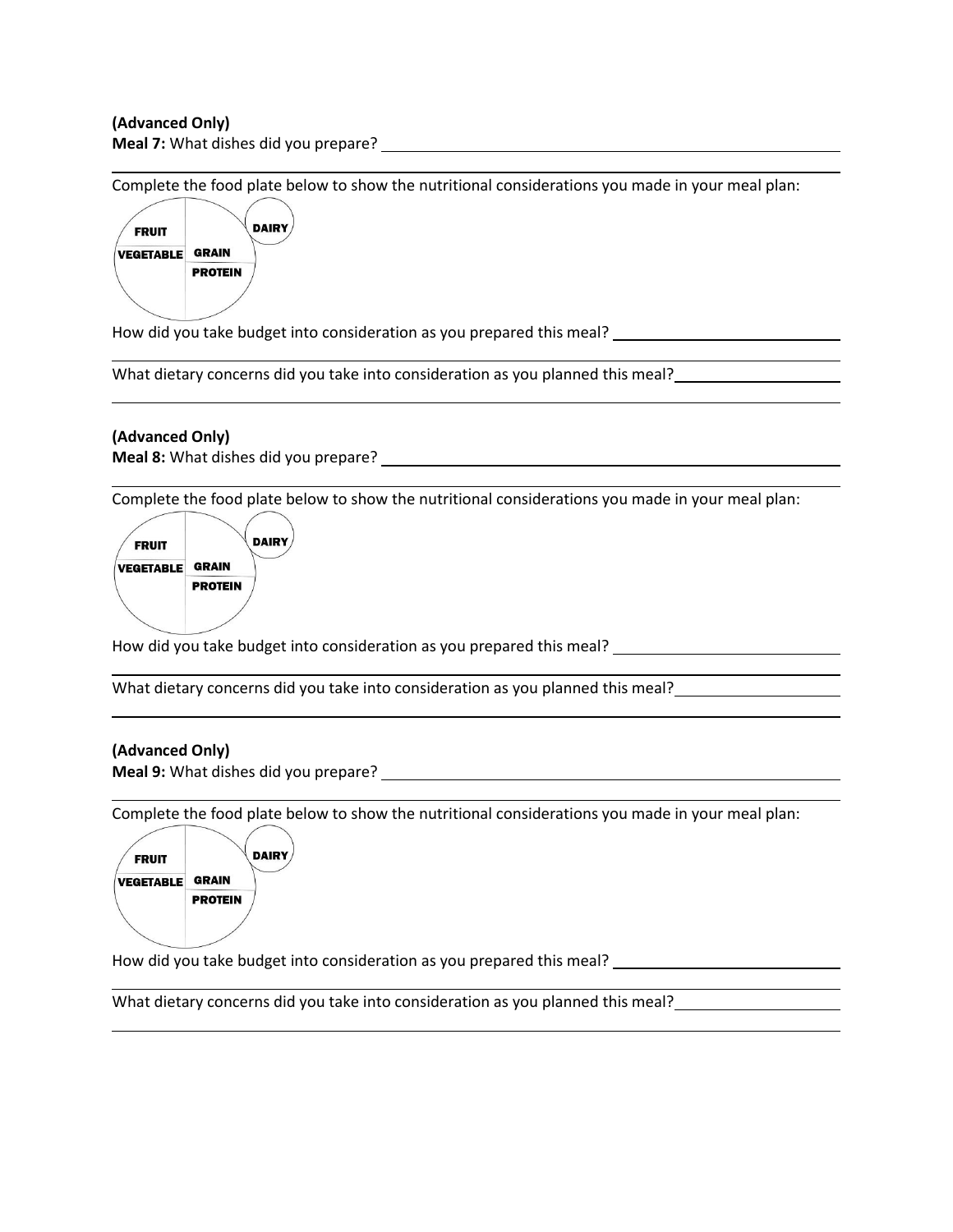**(Advanced Only)**
**Meal 7:** What dishes did you prepare? ______________________________________________

______________________________________________________________________________

Complete the food plate below to show the nutritional considerations you made in your meal plan:

FRUIT
VEGETABLE
GRAIN
PROTEIN
DAIRY

How did you take budget into consideration as you prepared this meal? ________________________

______________________________________________________________________________

What dietary concerns did you take into consideration as you planned this meal? __________________

______________________________________________________________________________

**(Advanced Only)**
**Meal 8:** What dishes did you prepare? ______________________________________________

______________________________________________________________________________

Complete the food plate below to show the nutritional considerations you made in your meal plan:

FRUIT
VEGETABLE
GRAIN
PROTEIN
DAIRY

How did you take budget into consideration as you prepared this meal? ________________________

______________________________________________________________________________

What dietary concerns did you take into consideration as you planned this meal? __________________

______________________________________________________________________________

**(Advanced Only)**
**Meal 9:** What dishes did you prepare? ______________________________________________

______________________________________________________________________________

Complete the food plate below to show the nutritional considerations you made in your meal plan:

FRUIT
VEGETABLE
GRAIN
PROTEIN
DAIRY

How did you take budget into consideration as you prepared this meal? ________________________

______________________________________________________________________________

What dietary concerns did you take into consideration as you planned this meal? __________________

______________________________________________________________________________